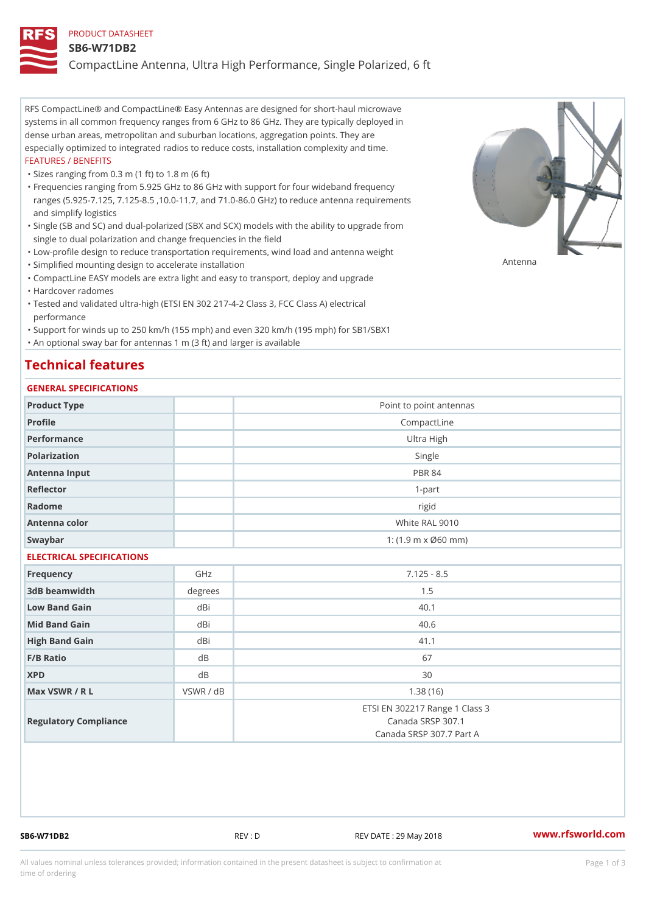PRODUCT DATASHEET

# SB6-W71DB2

## CompactLine Antenna, Ultra High Performance, Single Polarized, 6 ft

RFS CompactLine® and CompactLine® Easy Antennas are designed for short-haul microwave systems in all common frequency ranges from 6 GHz to 86 GHz. They are typically deployed in dense urban areas, metropolitan and suburban locations, aggregation points. They are especially optimized to integrated radios to reduce costs, installation complexity and time.

FEATURES / BENEFITS

- Sizes ranging from 0.3 m (1 ft) to 1.8 m (6 ft)
- Frequencies ranging from 5.925 GHz to 86 GHz with support for four wideband frequency ranges (5.925-7.125, 7.125-8.5 ,10.0-11.7, and 71.0-86.0 GHz) to reduce antenna requirements and simplify logistics
- Single (SB and SC) and dual-polarized (SBX and SCX) models with the ability to upgrade from single to dual polarization and change frequencies in the field
- Low-profile design to reduce transportation requirements, wind load and antenna weight
- Simplified mounting design to accelerate installation
- CompactLine EASY models are extra light and easy to transport, deploy and upgrade
- Hardcover radomes
- Tested and validated ultra-high (ETSI EN 302 217-4-2 Class 3, FCC Class A) electrical performance
- Support for winds up to 250 km/h (155 mph) and even 320 km/h (195 mph) for SB1/SBX1
- An optional sway bar for antennas 1 m (3 ft) and larger is available

Antenna

## Technical features

### GENERAL SPECIFICATIONS

| | | |
|---|---|---|
| Product Type | | Point to point antennas |
| Profile | | CompactLine |
| Performance | | Ultra High |
| Polarization | | Single |
| Antenna Input | | PBR 84 |
| Reflector | | 1-part |
| Radome | | rigid |
| Antenna color | | White RAL 9010 |
| Swaybar | | 1: (1.9 m x Ø60 mm) |

### ELECTRICAL SPECIFICATIONS

| | | |
|---|---|---|
| Frequency | GHz | 7.125 - 8.5 |
| 3dB beamwidth | degrees | 1.5 |
| Low Band Gain | dBi | 40.1 |
| Mid Band Gain | dBi | 40.6 |
| High Band Gain | dBi | 41.1 |
| F/B Ratio | dB | 67 |
| XPD | dB | 30 |
| Max VSWR / R L | VSWR / dB | 1.38 (16) |
| Regulatory Compliance | | ETSI EN 302217 Range 1 Class 3<br>Canada SRSP 307.1<br>Canada SRSP 307.7 Part A |

SB6-W71DB2 REV : D REV DATE : 29 May 2018 www.rfsworld.com

All values nominal unless tolerances provided; information contained in the present datasheet is subject to confirmation at time of ordering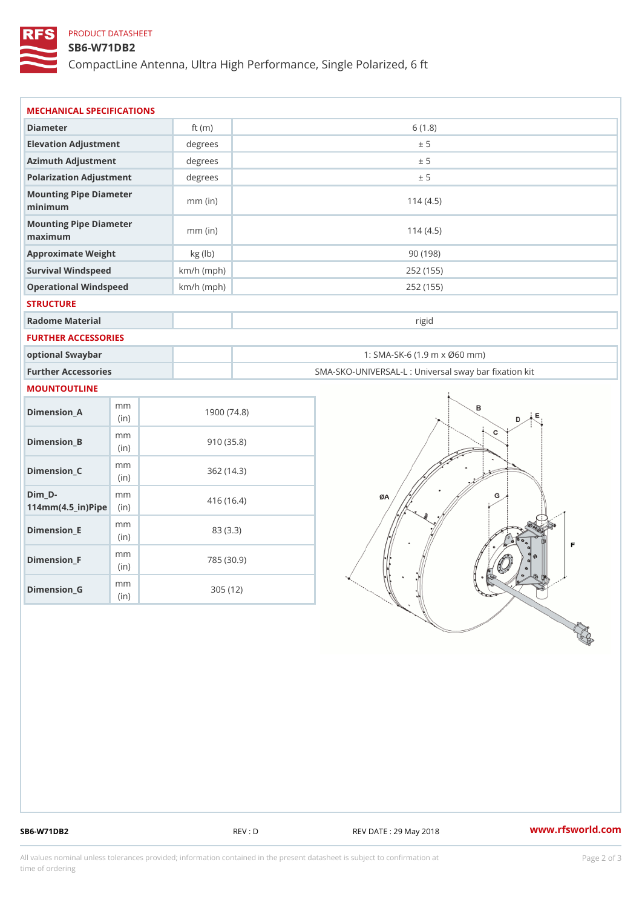PRODUCT DATASHEET

# SB6-W71DB2

CompactLine Antenna, Ultra High Performance, Single Polarized, 6 ft

## MECHANICAL SPECIFICATIONS

| | | |
|---|---|---|
| Diameter | ft (m) | 6 (1.8) |
| Elevation Adjustment | degrees | ± 5 |
| Azimuth Adjustment | degrees | ± 5 |
| Polarization Adjustment | degrees | ± 5 |
| Mounting Pipe Diameter minimum | mm (in) | 114 (4.5) |
| Mounting Pipe Diameter maximum | mm (in) | 114 (4.5) |
| Approximate Weight | kg (lb) | 90 (198) |
| Survival Windspeed | km/h (mph) | 252 (155) |
| Operational Windspeed | km/h (mph) | 252 (155) |

## STRUCTURE

| | | |
|---|---|---|
| Radome Material | | rigid |

## FURTHER ACCESSORIES

| | | |
|---|---|---|
| optional Swaybar | | 1: SMA-SK-6 (1.9 m x Ø60 mm) |
| Further Accessories | | SMA-SKO-UNIVERSAL-L : Universal sway bar fixation kit |

## MOUNTOUTLINE

| | | |
|---|---|---|
| Dimension_A | mm (in) | 1900 (74.8) |
| Dimension_B | mm (in) | 910 (35.8) |
| Dimension_C | mm (in) | 362 (14.3) |
| Dim_D-114mm(4.5_in)Pipe | mm (in) | 416 (16.4) |
| Dimension_E | mm (in) | 83 (3.3) |
| Dimension_F | mm (in) | 785 (30.9) |
| Dimension_G | mm (in) | 305 (12) |

SB6-W71DB2 REV : D REV DATE : 29 May 2018 www.rfsworld.com

All values nominal unless tolerances provided; information contained in the present datasheet is subject to confirmation at time of ordering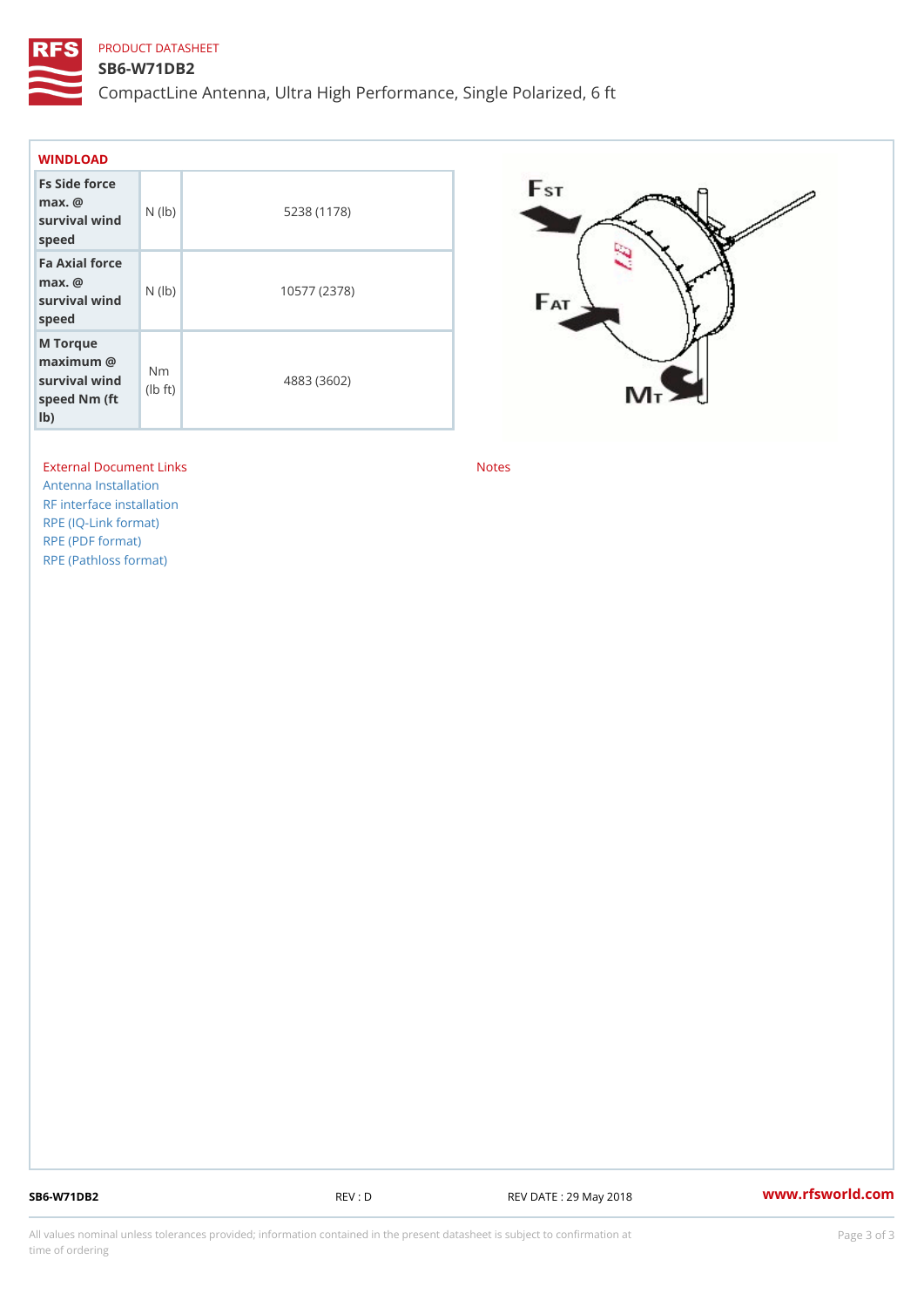PRODUCT DATASHEET

# SB6-W71DB2

CompactLine Antenna, Ultra High Performance, Single Polarized, 6 ft

## WINDLOAD

| | | |
|---|---|---|
| Fs Side force max. @ survival wind speed | N (lb) | 5238 (1178) |
| Fa Axial force max. @ survival wind speed | N (lb) | 10577 (2378) |
| M Torque maximum @ survival wind speed Nm (ft lb) | Nm (lb ft) | 4883 (3602) |

FST

FAT

MT

### External Document Links

Antenna Installation

RF interface installation

RPE (IQ-Link format)

RPE (PDF format)

RPE (Pathloss format)

### Notes

SB6-W71DB2 REV : D REV DATE : 29 May 2018 www.rfsworld.com

All values nominal unless tolerances provided; information contained in the present datasheet is subject to confirmation at time of ordering